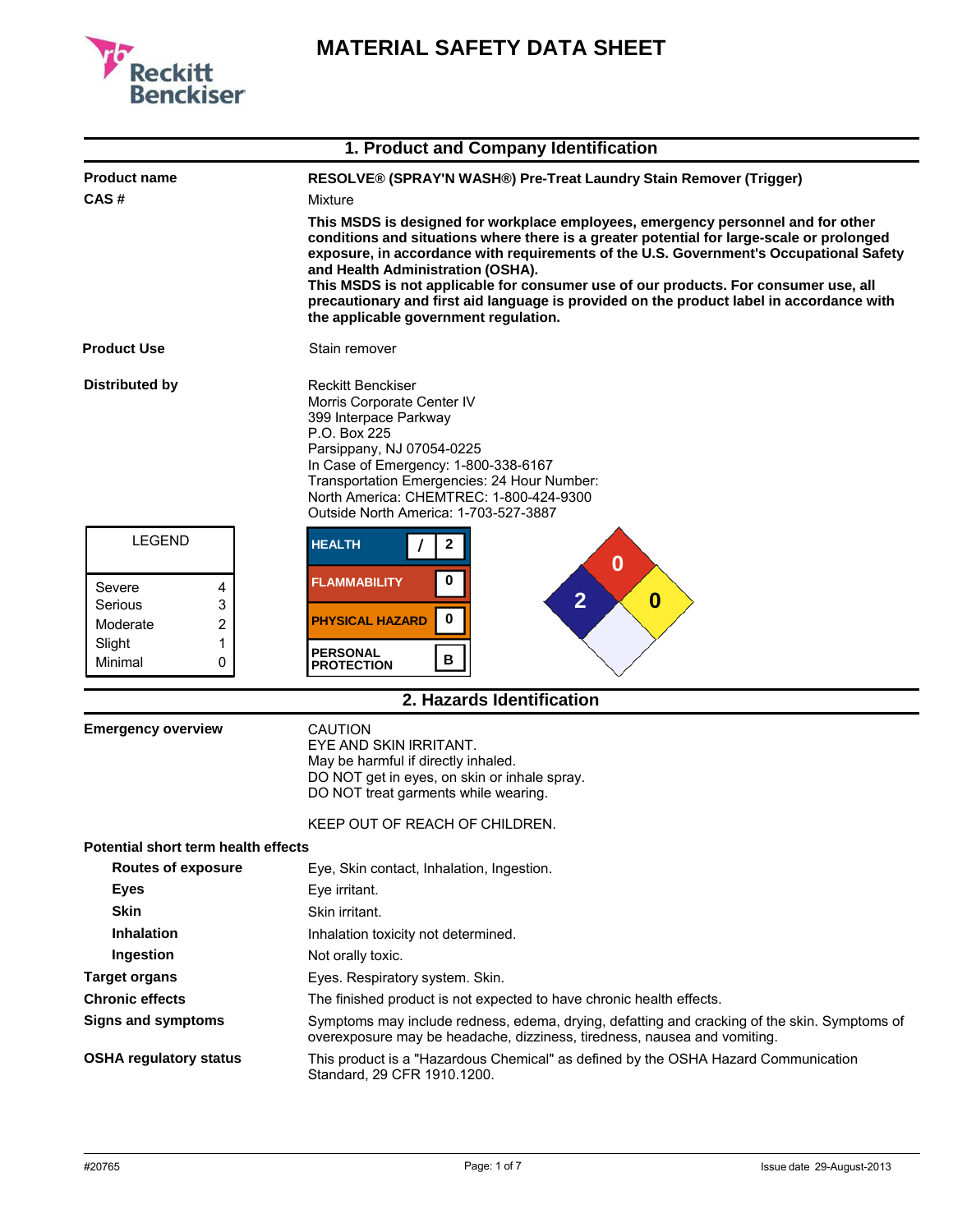# MATERIAL SAFETY DATA SHEET

Reckitt Benckiser

## 1. Product and Company Identification

**Product name** — **RESOLVE® (SPRAY'N WASH®) Pre-Treat Laundry Stain Remover (Trigger)**

**CAS #** — Mixture

**This MSDS is designed for workplace employees, emergency personnel and for other conditions and situations where there is a greater potential for large-scale or prolonged exposure, in accordance with requirements of the U.S. Government's Occupational Safety and Health Administration (OSHA).**
**This MSDS is not applicable for consumer use of our products. For consumer use, all precautionary and first aid language is provided on the product label in accordance with the applicable government regulation.**

**Product Use** — Stain remover

**Distributed by**
Reckitt Benckiser
Morris Corporate Center IV
399 Interpace Parkway
P.O. Box 225
Parsippany, NJ 07054-0225
In Case of Emergency: 1-800-338-6167
Transportation Emergencies: 24 Hour Number:
North America: CHEMTREC: 1-800-424-9300
Outside North America: 1-703-527-3887

| LEGEND | |
|---|---|
| Severe | 4 |
| Serious | 3 |
| Moderate | 2 |
| Slight | 1 |
| Minimal | 0 |

| | |
|---|---|
| HEALTH | / 2 |
| FLAMMABILITY | 0 |
| PHYSICAL HAZARD | 0 |
| PERSONAL PROTECTION | B |

NFPA diamond: Health 2, Flammability 0, Reactivity 0

## 2. Hazards Identification

**Emergency overview**
CAUTION
EYE AND SKIN IRRITANT.
May be harmful if directly inhaled.
DO NOT get in eyes, on skin or inhale spray.
DO NOT treat garments while wearing.

KEEP OUT OF REACH OF CHILDREN.

**Potential short term health effects**

**Routes of exposure** — Eye, Skin contact, Inhalation, Ingestion.

**Eyes** — Eye irritant.

**Skin** — Skin irritant.

**Inhalation** — Inhalation toxicity not determined.

**Ingestion** — Not orally toxic.

**Target organs** — Eyes. Respiratory system. Skin.

**Chronic effects** — The finished product is not expected to have chronic health effects.

**Signs and symptoms** — Symptoms may include redness, edema, drying, defatting and cracking of the skin. Symptoms of overexposure may be headache, dizziness, tiredness, nausea and vomiting.

**OSHA regulatory status** — This product is a "Hazardous Chemical" as defined by the OSHA Hazard Communication Standard, 29 CFR 1910.1200.

#20765 Issue date 29-August-2013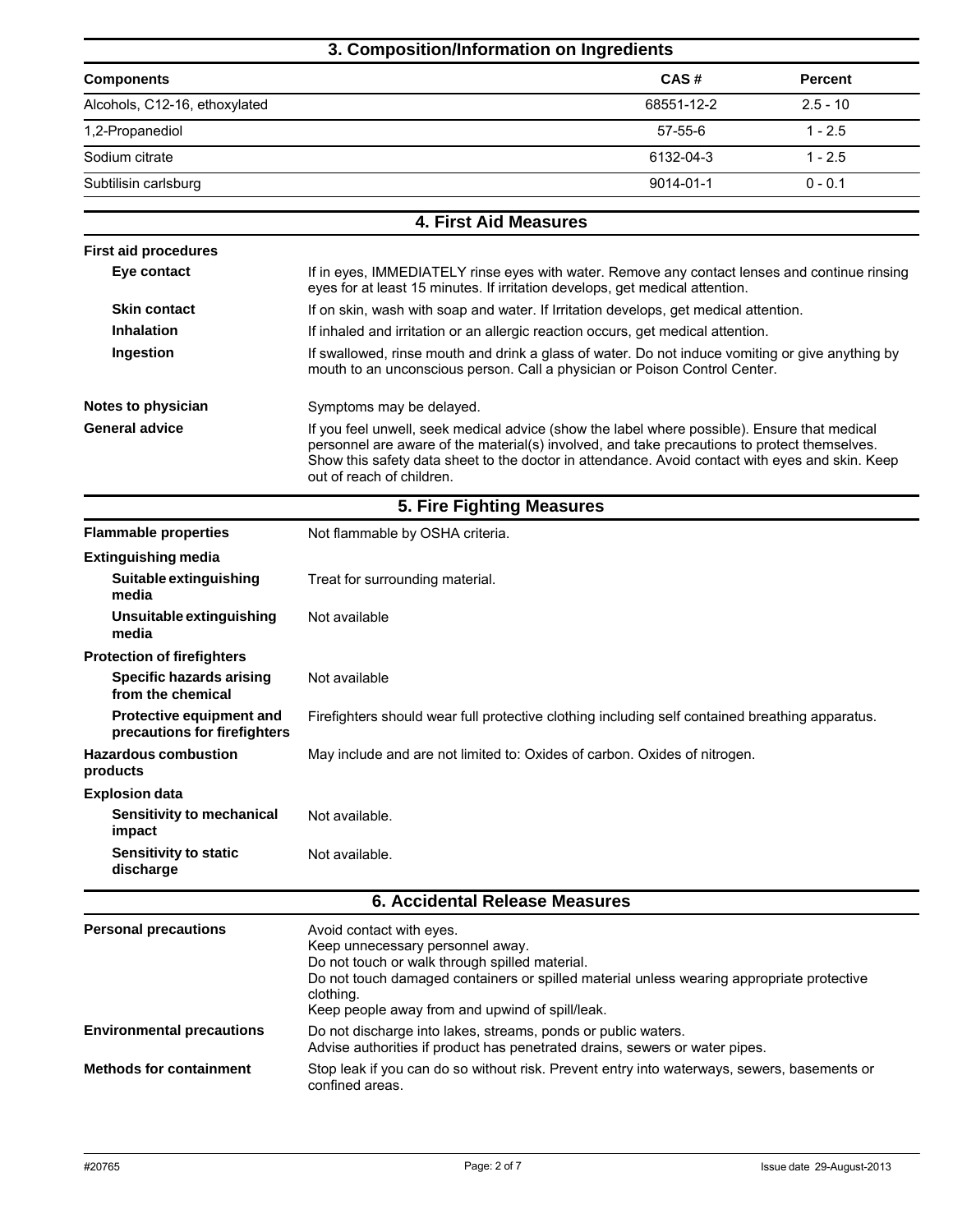## 3. Composition/Information on Ingredients

| Components | CAS # | Percent |
|---|---|---|
| Alcohols, C12-16, ethoxylated | 68551-12-2 | 2.5 - 10 |
| 1,2-Propanediol | 57-55-6 | 1 - 2.5 |
| Sodium citrate | 6132-04-3 | 1 - 2.5 |
| Subtilisin carlsburg | 9014-01-1 | 0 - 0.1 |

## 4. First Aid Measures

**First aid procedures**

**Eye contact**
If in eyes, IMMEDIATELY rinse eyes with water. Remove any contact lenses and continue rinsing eyes for at least 15 minutes. If irritation develops, get medical attention.

**Skin contact**
If on skin, wash with soap and water. If Irritation develops, get medical attention.

**Inhalation**
If inhaled and irritation or an allergic reaction occurs, get medical attention.

**Ingestion**
If swallowed, rinse mouth and drink a glass of water. Do not induce vomiting or give anything by mouth to an unconscious person. Call a physician or Poison Control Center.

**Notes to physician**
Symptoms may be delayed.

**General advice**
If you feel unwell, seek medical advice (show the label where possible). Ensure that medical personnel are aware of the material(s) involved, and take precautions to protect themselves. Show this safety data sheet to the doctor in attendance. Avoid contact with eyes and skin. Keep out of reach of children.

## 5. Fire Fighting Measures

**Flammable properties**
Not flammable by OSHA criteria.

**Extinguishing media**

**Suitable extinguishing media**
Treat for surrounding material.

**Unsuitable extinguishing media**
Not available

**Protection of firefighters**

**Specific hazards arising from the chemical**
Not available

**Protective equipment and precautions for firefighters**
Firefighters should wear full protective clothing including self contained breathing apparatus.

**Hazardous combustion products**
May include and are not limited to: Oxides of carbon. Oxides of nitrogen.

**Explosion data**

**Sensitivity to mechanical impact**
Not available.

**Sensitivity to static discharge**
Not available.

## 6. Accidental Release Measures

**Personal precautions**
Avoid contact with eyes.
Keep unnecessary personnel away.
Do not touch or walk through spilled material.
Do not touch damaged containers or spilled material unless wearing appropriate protective clothing.
Keep people away from and upwind of spill/leak.

**Environmental precautions**
Do not discharge into lakes, streams, ponds or public waters.
Advise authorities if product has penetrated drains, sewers or water pipes.

**Methods for containment**
Stop leak if you can do so without risk. Prevent entry into waterways, sewers, basements or confined areas.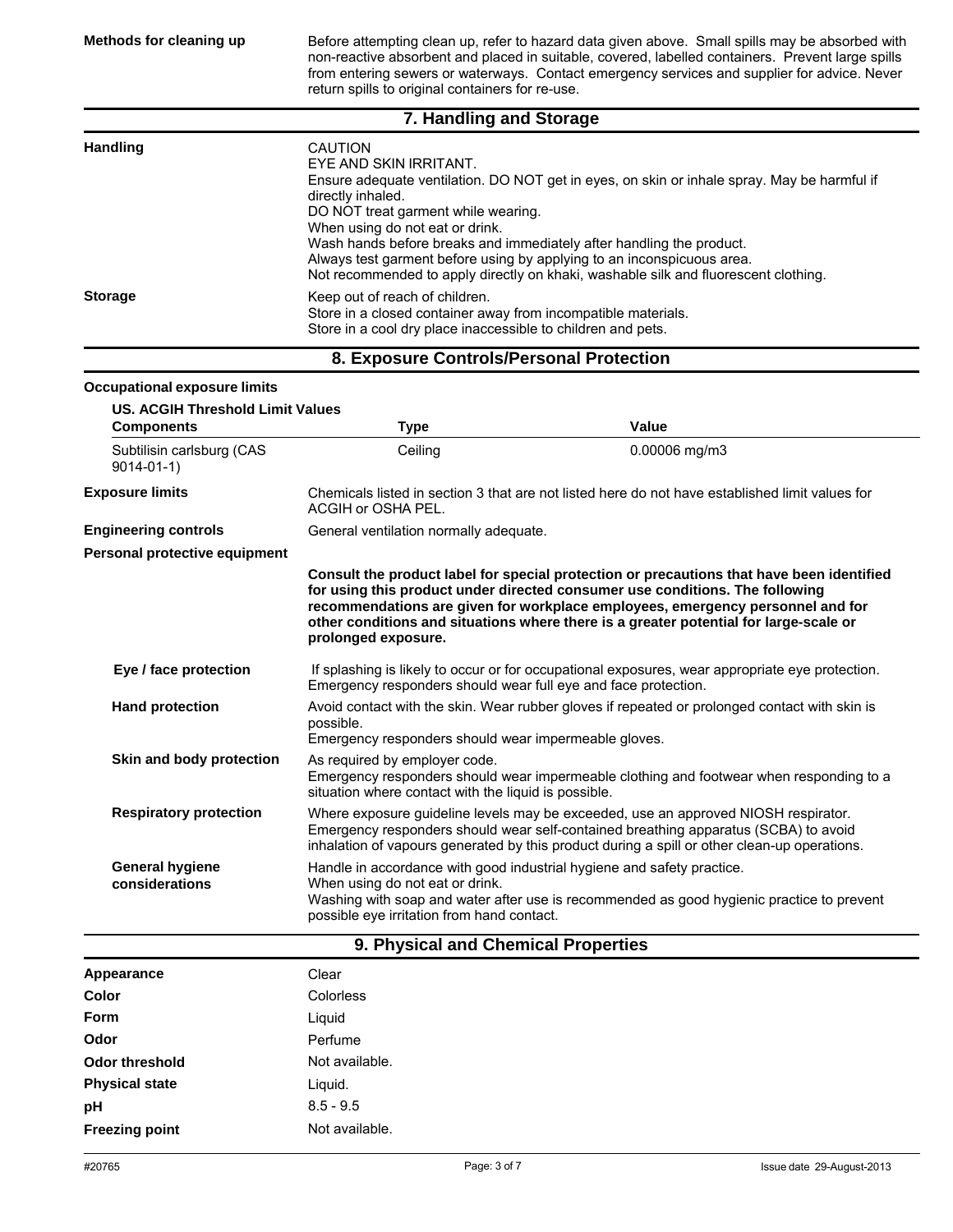**Methods for cleaning up** — Before attempting clean up, refer to hazard data given above. Small spills may be absorbed with non-reactive absorbent and placed in suitable, covered, labelled containers. Prevent large spills from entering sewers or waterways. Contact emergency services and supplier for advice. Never return spills to original containers for re-use.

## 7. Handling and Storage

**Handling**

CAUTION
EYE AND SKIN IRRITANT.
Ensure adequate ventilation. DO NOT get in eyes, on skin or inhale spray. May be harmful if directly inhaled.
DO NOT treat garment while wearing.
When using do not eat or drink.
Wash hands before breaks and immediately after handling the product.
Always test garment before using by applying to an inconspicuous area.
Not recommended to apply directly on khaki, washable silk and fluorescent clothing.

**Storage**

Keep out of reach of children.
Store in a closed container away from incompatible materials.
Store in a cool dry place inaccessible to children and pets.

## 8. Exposure Controls/Personal Protection

**Occupational exposure limits**

**US. ACGIH Threshold Limit Values**

| Components | Type | Value |
|---|---|---|
| Subtilisin carlsburg (CAS 9014-01-1) | Ceiling | 0.00006 mg/m3 |

**Exposure limits** — Chemicals listed in section 3 that are not listed here do not have established limit values for ACGIH or OSHA PEL.

**Engineering controls** — General ventilation normally adequate.

**Personal protective equipment**

**Consult the product label for special protection or precautions that have been identified for using this product under directed consumer use conditions. The following recommendations are given for workplace employees, emergency personnel and for other conditions and situations where there is a greater potential for large-scale or prolonged exposure.**

**Eye / face protection** — If splashing is likely to occur or for occupational exposures, wear appropriate eye protection. Emergency responders should wear full eye and face protection.

**Hand protection** — Avoid contact with the skin. Wear rubber gloves if repeated or prolonged contact with skin is possible.
Emergency responders should wear impermeable gloves.

**Skin and body protection** — As required by employer code.
Emergency responders should wear impermeable clothing and footwear when responding to a situation where contact with the liquid is possible.

**Respiratory protection** — Where exposure guideline levels may be exceeded, use an approved NIOSH respirator. Emergency responders should wear self-contained breathing apparatus (SCBA) to avoid inhalation of vapours generated by this product during a spill or other clean-up operations.

**General hygiene considerations** — Handle in accordance with good industrial hygiene and safety practice.
When using do not eat or drink.
Washing with soap and water after use is recommended as good hygienic practice to prevent possible eye irritation from hand contact.

## 9. Physical and Chemical Properties

| | |
|---|---|
| **Appearance** | Clear |
| **Color** | Colorless |
| **Form** | Liquid |
| **Odor** | Perfume |
| **Odor threshold** | Not available. |
| **Physical state** | Liquid. |
| **pH** | 8.5 - 9.5 |
| **Freezing point** | Not available. |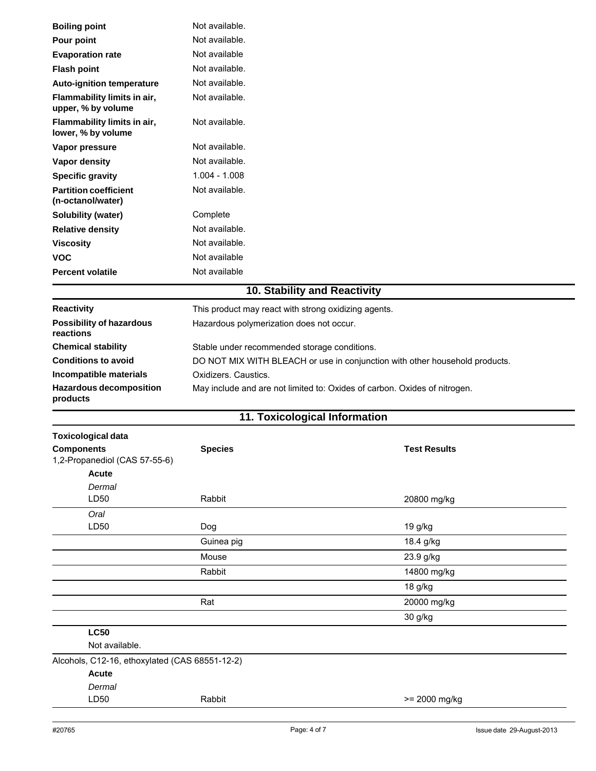| | |
|---|---|
| **Boiling point** | Not available. |
| **Pour point** | Not available. |
| **Evaporation rate** | Not available |
| **Flash point** | Not available. |
| **Auto-ignition temperature** | Not available. |
| **Flammability limits in air, upper, % by volume** | Not available. |
| **Flammability limits in air, lower, % by volume** | Not available. |
| **Vapor pressure** | Not available. |
| **Vapor density** | Not available. |
| **Specific gravity** | 1.004 - 1.008 |
| **Partition coefficient (n-octanol/water)** | Not available. |
| **Solubility (water)** | Complete |
| **Relative density** | Not available. |
| **Viscosity** | Not available. |
| **VOC** | Not available |
| **Percent volatile** | Not available |

## 10. Stability and Reactivity

| | |
|---|---|
| **Reactivity** | This product may react with strong oxidizing agents. |
| **Possibility of hazardous reactions** | Hazardous polymerization does not occur. |
| **Chemical stability** | Stable under recommended storage conditions. |
| **Conditions to avoid** | DO NOT MIX WITH BLEACH or use in conjunction with other household products. |
| **Incompatible materials** | Oxidizers. Caustics. |
| **Hazardous decomposition products** | May include and are not limited to: Oxides of carbon. Oxides of nitrogen. |

## 11. Toxicological Information

**Toxicological data**

| **Components** | **Species** | **Test Results** |
|---|---|---|
| 1,2-Propanediol (CAS 57-55-6) | | |
| **Acute** | | |
| *Dermal* | | |
| LD50 | Rabbit | 20800 mg/kg |
| *Oral* | | |
| LD50 | Dog | 19 g/kg |
| | Guinea pig | 18.4 g/kg |
| | Mouse | 23.9 g/kg |
| | Rabbit | 14800 mg/kg |
| | | 18 g/kg |
| | Rat | 20000 mg/kg |
| | | 30 g/kg |
| **LC50** | | |
| Not available. | | |
| Alcohols, C12-16, ethoxylated (CAS 68551-12-2) | | |
| **Acute** | | |
| *Dermal* | | |
| LD50 | Rabbit | >= 2000 mg/kg |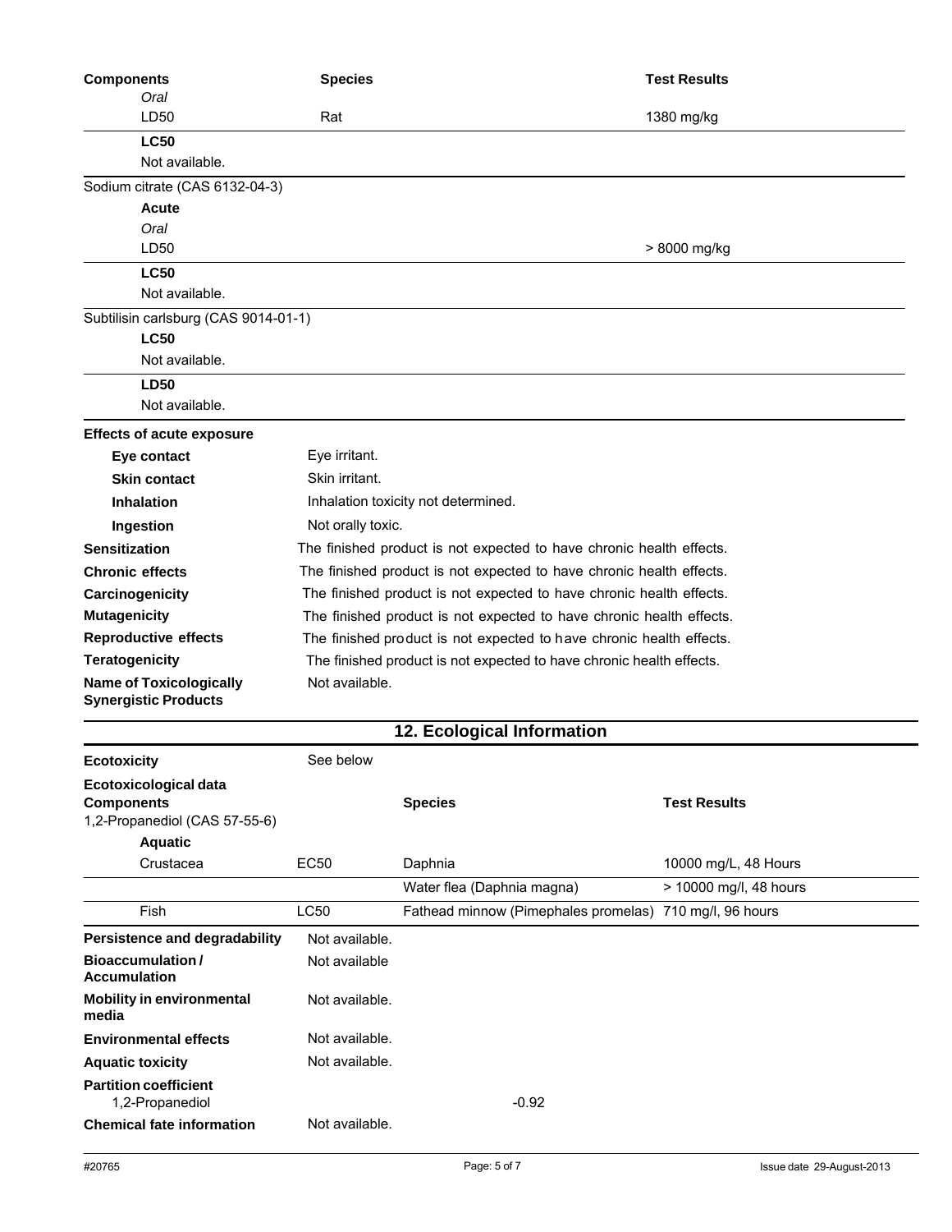| Components | Species | Test Results |
|---|---|---|
| *Oral* | | |
| LD50 | Rat | 1380 mg/kg |
| **LC50** | | |
| Not available. | | |
| Sodium citrate (CAS 6132-04-3) | | |
| **Acute** | | |
| *Oral* | | |
| LD50 | | > 8000 mg/kg |
| **LC50** | | |
| Not available. | | |
| Subtilisin carlsburg (CAS 9014-01-1) | | |
| **LC50** | | |
| Not available. | | |
| **LD50** | | |
| Not available. | | |

**Effects of acute exposure**

| | |
|---|---|
| **Eye contact** | Eye irritant. |
| **Skin contact** | Skin irritant. |
| **Inhalation** | Inhalation toxicity not determined. |
| **Ingestion** | Not orally toxic. |
| **Sensitization** | The finished product is not expected to have chronic health effects. |
| **Chronic effects** | The finished product is not expected to have chronic health effects. |
| **Carcinogenicity** | The finished product is not expected to have chronic health effects. |
| **Mutagenicity** | The finished product is not expected to have chronic health effects. |
| **Reproductive effects** | The finished product is not expected to have chronic health effects. |
| **Teratogenicity** | The finished product is not expected to have chronic health effects. |
| **Name of Toxicologically Synergistic Products** | Not available. |

## 12. Ecological Information

**Ecotoxicity** See below

**Ecotoxicological data**

| Components | | Species | Test Results |
|---|---|---|---|
| 1,2-Propanediol (CAS 57-55-6) | | | |
| **Aquatic** | | | |
| Crustacea | EC50 | Daphnia | 10000 mg/L, 48 Hours |
| | | Water flea (Daphnia magna) | > 10000 mg/l, 48 hours |
| Fish | LC50 | Fathead minnow (Pimephales promelas) | 710 mg/l, 96 hours |

| | |
|---|---|
| **Persistence and degradability** | Not available. |
| **Bioaccumulation / Accumulation** | Not available |
| **Mobility in environmental media** | Not available. |
| **Environmental effects** | Not available. |
| **Aquatic toxicity** | Not available. |
| **Partition coefficient** | |
| 1,2-Propanediol | -0.92 |
| **Chemical fate information** | Not available. |

#20765 Issue date 29-August-2013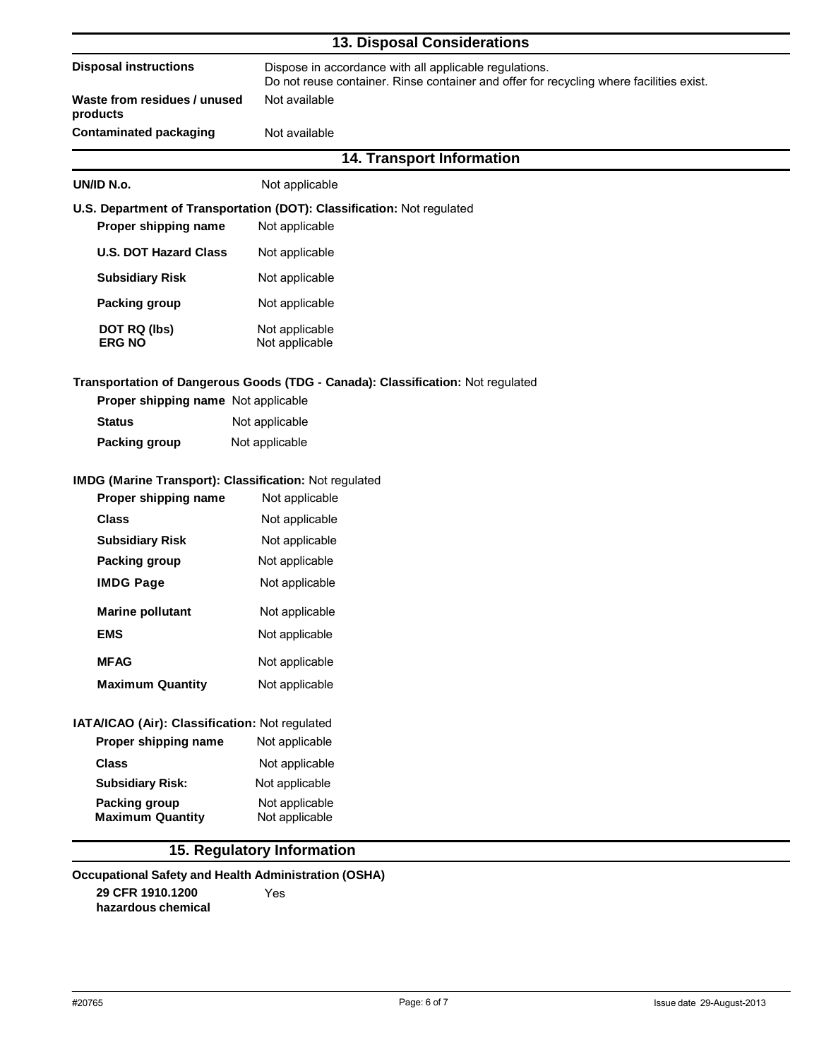## 13. Disposal Considerations

| | |
|---|---|
| **Disposal instructions** | Dispose in accordance with all applicable regulations. Do not reuse container. Rinse container and offer for recycling where facilities exist. |
| **Waste from residues / unused products** | Not available |
| **Contaminated packaging** | Not available |

## 14. Transport Information

**UN/ID N.o.** Not applicable

**U.S. Department of Transportation (DOT): Classification:** Not regulated

| | |
|---|---|
| **Proper shipping name** | Not applicable |
| **U.S. DOT Hazard Class** | Not applicable |
| **Subsidiary Risk** | Not applicable |
| **Packing group** | Not applicable |
| **DOT RQ (lbs)** | Not applicable |
| **ERG NO** | Not applicable |

**Transportation of Dangerous Goods (TDG - Canada): Classification:** Not regulated

| | |
|---|---|
| **Proper shipping name** | Not applicable |
| **Status** | Not applicable |
| **Packing group** | Not applicable |

**IMDG (Marine Transport): Classification:** Not regulated

| | |
|---|---|
| **Proper shipping name** | Not applicable |
| **Class** | Not applicable |
| **Subsidiary Risk** | Not applicable |
| **Packing group** | Not applicable |
| **IMDG Page** | Not applicable |
| **Marine pollutant** | Not applicable |
| **EMS** | Not applicable |
| **MFAG** | Not applicable |
| **Maximum Quantity** | Not applicable |

**IATA/ICAO (Air): Classification:** Not regulated

| | |
|---|---|
| **Proper shipping name** | Not applicable |
| **Class** | Not applicable |
| **Subsidiary Risk:** | Not applicable |
| **Packing group** | Not applicable |
| **Maximum Quantity** | Not applicable |

## 15. Regulatory Information

**Occupational Safety and Health Administration (OSHA)**

| | |
|---|---|
| **29 CFR 1910.1200 hazardous chemical** | Yes |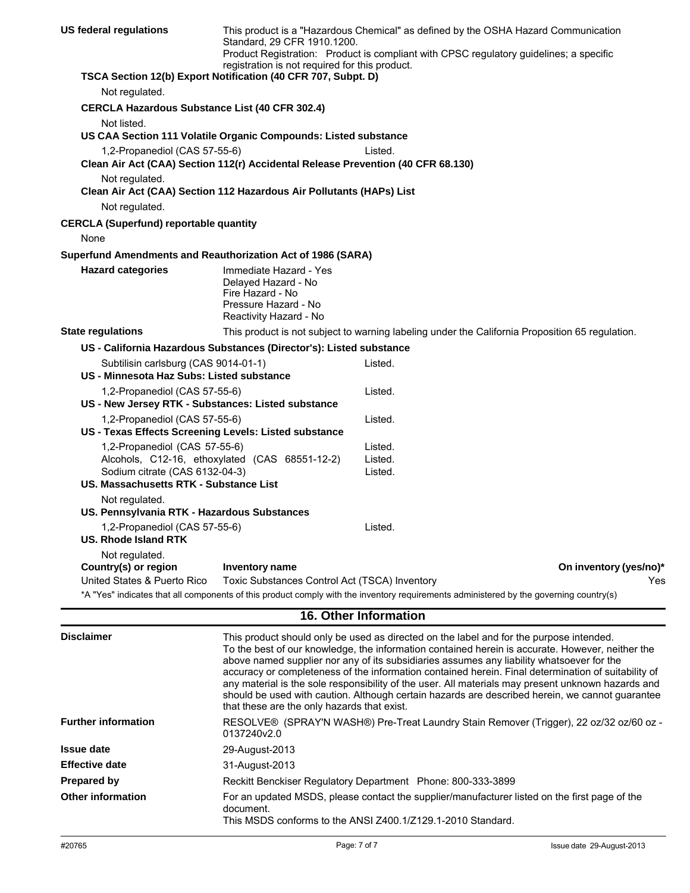**US federal regulations**

This product is a "Hazardous Chemical" as defined by the OSHA Hazard Communication Standard, 29 CFR 1910.1200.
Product Registration: Product is compliant with CPSC regulatory guidelines; a specific registration is not required for this product.

**TSCA Section 12(b) Export Notification (40 CFR 707, Subpt. D)**

Not regulated.

**CERCLA Hazardous Substance List (40 CFR 302.4)**

Not listed.

**US CAA Section 111 Volatile Organic Compounds: Listed substance**

| | |
|---|---|
| 1,2-Propanediol (CAS 57-55-6) | Listed. |

**Clean Air Act (CAA) Section 112(r) Accidental Release Prevention (40 CFR 68.130)**

Not regulated.

**Clean Air Act (CAA) Section 112 Hazardous Air Pollutants (HAPs) List**

Not regulated.

**CERCLA (Superfund) reportable quantity**

None

**Superfund Amendments and Reauthorization Act of 1986 (SARA)**

**Hazard categories**

Immediate Hazard - Yes
Delayed Hazard - No
Fire Hazard - No
Pressure Hazard - No
Reactivity Hazard - No

**State regulations**

This product is not subject to warning labeling under the California Proposition 65 regulation.

**US - California Hazardous Substances (Director's): Listed substance**

| | |
|---|---|
| Subtilisin carlsburg (CAS 9014-01-1) | Listed. |

**US - Minnesota Haz Subs: Listed substance**

| | |
|---|---|
| 1,2-Propanediol (CAS 57-55-6) | Listed. |

**US - New Jersey RTK - Substances: Listed substance**

| | |
|---|---|
| 1,2-Propanediol (CAS 57-55-6) | Listed. |

**US - Texas Effects Screening Levels: Listed substance**

| | |
|---|---|
| 1,2-Propanediol (CAS 57-55-6) | Listed. |
| Alcohols, C12-16, ethoxylated (CAS 68551-12-2) | Listed. |
| Sodium citrate (CAS 6132-04-3) | Listed. |

**US. Massachusetts RTK - Substance List**

Not regulated.

**US. Pennsylvania RTK - Hazardous Substances**

| | |
|---|---|
| 1,2-Propanediol (CAS 57-55-6) | Listed. |

**US. Rhode Island RTK**

Not regulated.

| Country(s) or region | Inventory name | On inventory (yes/no)* |
|---|---|---|
| United States & Puerto Rico | Toxic Substances Control Act (TSCA) Inventory | Yes |

*A "Yes" indicates that all components of this product comply with the inventory requirements administered by the governing country(s)

## 16. Other Information

**Disclaimer**

This product should only be used as directed on the label and for the purpose intended. To the best of our knowledge, the information contained herein is accurate. However, neither the above named supplier nor any of its subsidiaries assumes any liability whatsoever for the accuracy or completeness of the information contained herein. Final determination of suitability of any material is the sole responsibility of the user. All materials may present unknown hazards and should be used with caution. Although certain hazards are described herein, we cannot guarantee that these are the only hazards that exist.

**Further information**

RESOLVE® (SPRAY'N WASH®) Pre-Treat Laundry Stain Remover (Trigger), 22 oz/32 oz/60 oz - 0137240v2.0

**Issue date**

29-August-2013

**Effective date**

31-August-2013

**Prepared by**

Reckitt Benckiser Regulatory Department Phone: 800-333-3899

**Other information**

For an updated MSDS, please contact the supplier/manufacturer listed on the first page of the document.
This MSDS conforms to the ANSI Z400.1/Z129.1-2010 Standard.

#20765